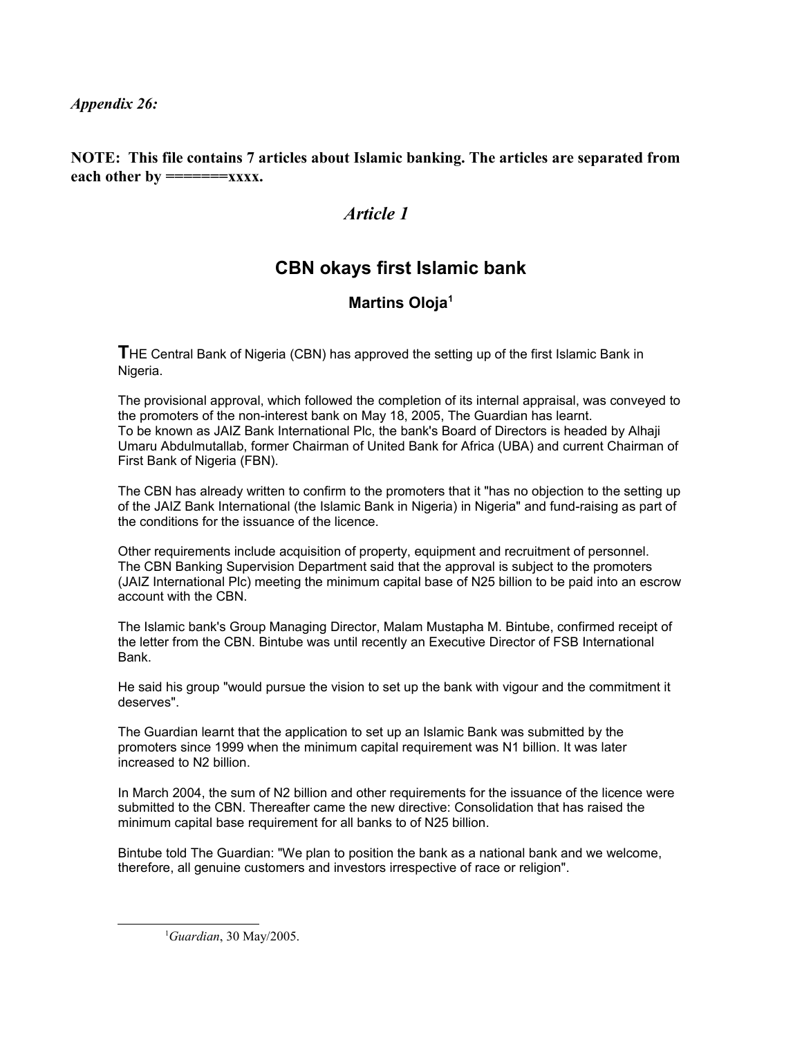*Appendix 26:*

**NOTE: This file contains 7 articles about Islamic banking. The articles are separated from each other by =======xxxx.**

## *Article 1*

# CBN okays first Islamic bank

### Martins Oloja[1]

**T**HE Central Bank of Nigeria (CBN) has approved the setting up of the first Islamic Bank in Nigeria.

The provisional approval, which followed the completion of its internal appraisal, was conveyed to the promoters of the non-interest bank on May 18, 2005, The Guardian has learnt.
To be known as JAIZ Bank International Plc, the bank's Board of Directors is headed by Alhaji Umaru Abdulmutallab, former Chairman of United Bank for Africa (UBA) and current Chairman of First Bank of Nigeria (FBN).

The CBN has already written to confirm to the promoters that it "has no objection to the setting up of the JAIZ Bank International (the Islamic Bank in Nigeria) in Nigeria" and fund-raising as part of the conditions for the issuance of the licence.

Other requirements include acquisition of property, equipment and recruitment of personnel.
The CBN Banking Supervision Department said that the approval is subject to the promoters (JAIZ International Plc) meeting the minimum capital base of N25 billion to be paid into an escrow account with the CBN.

The Islamic bank's Group Managing Director, Malam Mustapha M. Bintube, confirmed receipt of the letter from the CBN. Bintube was until recently an Executive Director of FSB International Bank.

He said his group "would pursue the vision to set up the bank with vigour and the commitment it deserves".

The Guardian learnt that the application to set up an Islamic Bank was submitted by the promoters since 1999 when the minimum capital requirement was N1 billion. It was later increased to N2 billion.

In March 2004, the sum of N2 billion and other requirements for the issuance of the licence were submitted to the CBN. Thereafter came the new directive: Consolidation that has raised the minimum capital base requirement for all banks to of N25 billion.

Bintube told The Guardian: "We plan to position the bank as a national bank and we welcome, therefore, all genuine customers and investors irrespective of race or religion".

---

[1] *Guardian*, 30 May/2005.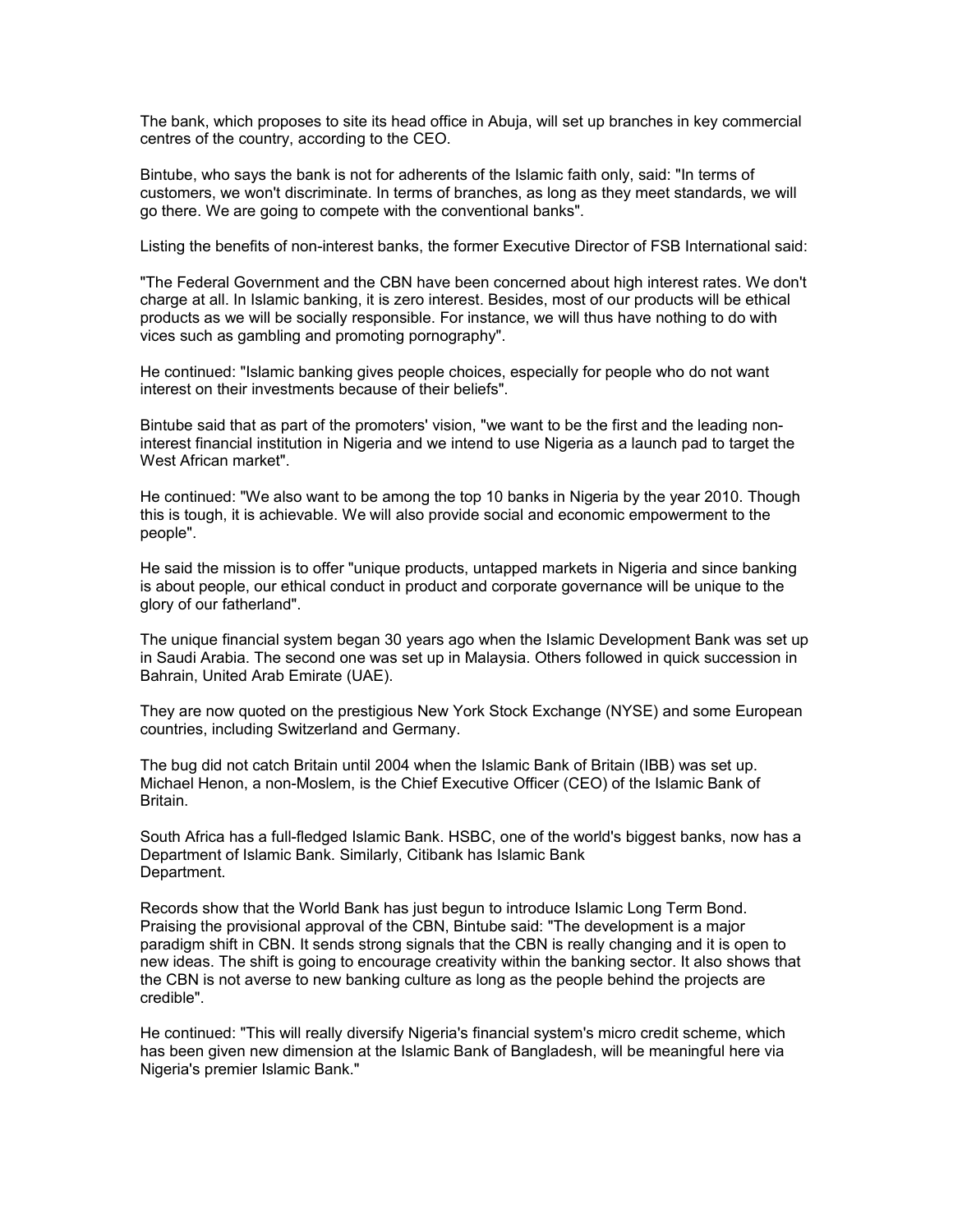The bank, which proposes to site its head office in Abuja, will set up branches in key commercial centres of the country, according to the CEO.

Bintube, who says the bank is not for adherents of the Islamic faith only, said: "In terms of customers, we won't discriminate. In terms of branches, as long as they meet standards, we will go there. We are going to compete with the conventional banks".

Listing the benefits of non-interest banks, the former Executive Director of FSB International said:

"The Federal Government and the CBN have been concerned about high interest rates. We don't charge at all. In Islamic banking, it is zero interest. Besides, most of our products will be ethical products as we will be socially responsible. For instance, we will thus have nothing to do with vices such as gambling and promoting pornography".

He continued: "Islamic banking gives people choices, especially for people who do not want interest on their investments because of their beliefs".

Bintube said that as part of the promoters' vision, "we want to be the first and the leading non-interest financial institution in Nigeria and we intend to use Nigeria as a launch pad to target the West African market".

He continued: "We also want to be among the top 10 banks in Nigeria by the year 2010. Though this is tough, it is achievable. We will also provide social and economic empowerment to the people".

He said the mission is to offer "unique products, untapped markets in Nigeria and since banking is about people, our ethical conduct in product and corporate governance will be unique to the glory of our fatherland".

The unique financial system began 30 years ago when the Islamic Development Bank was set up in Saudi Arabia. The second one was set up in Malaysia. Others followed in quick succession in Bahrain, United Arab Emirate (UAE).

They are now quoted on the prestigious New York Stock Exchange (NYSE) and some European countries, including Switzerland and Germany.

The bug did not catch Britain until 2004 when the Islamic Bank of Britain (IBB) was set up. Michael Henon, a non-Moslem, is the Chief Executive Officer (CEO) of the Islamic Bank of Britain.

South Africa has a full-fledged Islamic Bank. HSBC, one of the world's biggest banks, now has a Department of Islamic Bank. Similarly, Citibank has Islamic Bank Department.

Records show that the World Bank has just begun to introduce Islamic Long Term Bond. Praising the provisional approval of the CBN, Bintube said: "The development is a major paradigm shift in CBN. It sends strong signals that the CBN is really changing and it is open to new ideas. The shift is going to encourage creativity within the banking sector. It also shows that the CBN is not averse to new banking culture as long as the people behind the projects are credible".

He continued: "This will really diversify Nigeria's financial system's micro credit scheme, which has been given new dimension at the Islamic Bank of Bangladesh, will be meaningful here via Nigeria's premier Islamic Bank."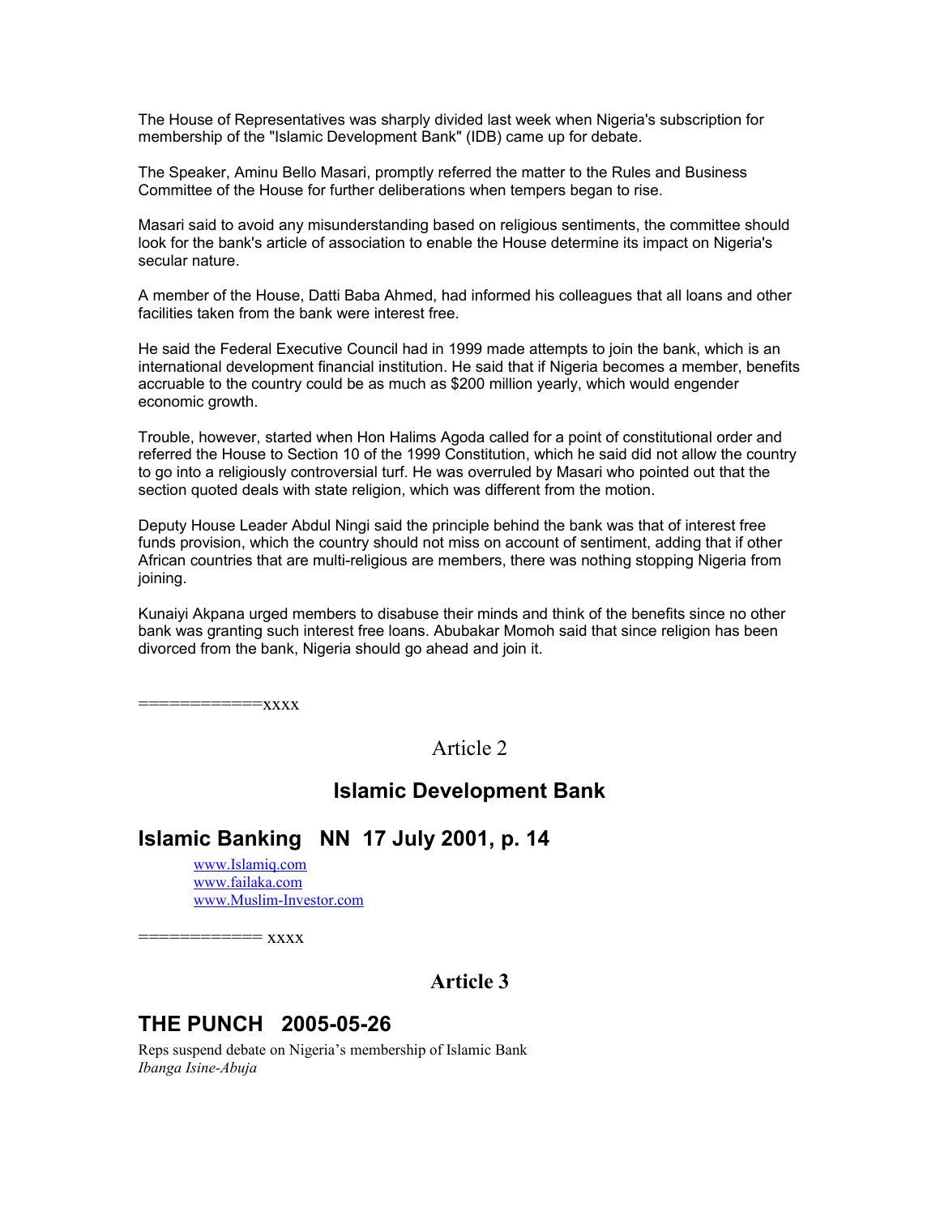The House of Representatives was sharply divided last week when Nigeria's subscription for membership of the "Islamic Development Bank" (IDB) came up for debate.

The Speaker, Aminu Bello Masari, promptly referred the matter to the Rules and Business Committee of the House for further deliberations when tempers began to rise.

Masari said to avoid any misunderstanding based on religious sentiments, the committee should look for the bank's article of association to enable the House determine its impact on Nigeria's secular nature.

A member of the House, Datti Baba Ahmed, had informed his colleagues that all loans and other facilities taken from the bank were interest free.

He said the Federal Executive Council had in 1999 made attempts to join the bank, which is an international development financial institution. He said that if Nigeria becomes a member, benefits accruable to the country could be as much as $200 million yearly, which would engender economic growth.

Trouble, however, started when Hon Halims Agoda called for a point of constitutional order and referred the House to Section 10 of the 1999 Constitution, which he said did not allow the country to go into a religiously controversial turf. He was overruled by Masari who pointed out that the section quoted deals with state religion, which was different from the motion.

Deputy House Leader Abdul Ningi said the principle behind the bank was that of interest free funds provision, which the country should not miss on account of sentiment, adding that if other African countries that are multi-religious are members, there was nothing stopping Nigeria from joining.

Kunaiyi Akpana urged members to disabuse their minds and think of the benefits since no other bank was granting such interest free loans. Abubakar Momoh said that since religion has been divorced from the bank, Nigeria should go ahead and join it.

============xxxx

## Article 2

## Islamic Development Bank

## Islamic Banking NN 17 July 2001, p. 14

- www.Islamiq.com
- www.failaka.com
- www.Muslim-Investor.com

============ xxxx

## Article 3

## THE PUNCH 2005-05-26

Reps suspend debate on Nigeria's membership of Islamic Bank

*Ibanga Isine-Abuja*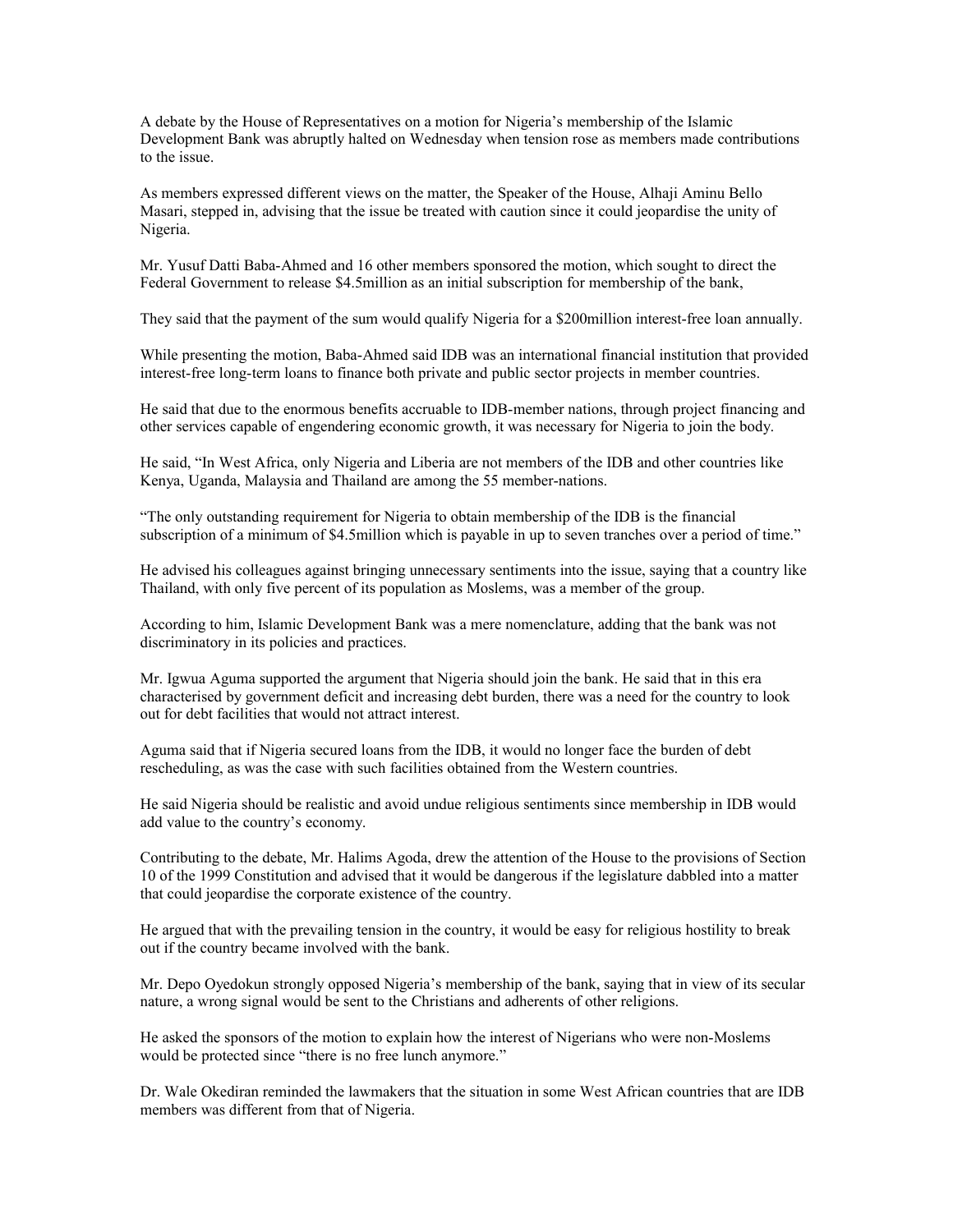A debate by the House of Representatives on a motion for Nigeria's membership of the Islamic Development Bank was abruptly halted on Wednesday when tension rose as members made contributions to the issue.

As members expressed different views on the matter, the Speaker of the House, Alhaji Aminu Bello Masari, stepped in, advising that the issue be treated with caution since it could jeopardise the unity of Nigeria.

Mr. Yusuf Datti Baba-Ahmed and 16 other members sponsored the motion, which sought to direct the Federal Government to release \$4.5million as an initial subscription for membership of the bank,

They said that the payment of the sum would qualify Nigeria for a \$200million interest-free loan annually.

While presenting the motion, Baba-Ahmed said IDB was an international financial institution that provided interest-free long-term loans to finance both private and public sector projects in member countries.

He said that due to the enormous benefits accruable to IDB-member nations, through project financing and other services capable of engendering economic growth, it was necessary for Nigeria to join the body.

He said, "In West Africa, only Nigeria and Liberia are not members of the IDB and other countries like Kenya, Uganda, Malaysia and Thailand are among the 55 member-nations.

"The only outstanding requirement for Nigeria to obtain membership of the IDB is the financial subscription of a minimum of \$4.5million which is payable in up to seven tranches over a period of time."

He advised his colleagues against bringing unnecessary sentiments into the issue, saying that a country like Thailand, with only five percent of its population as Moslems, was a member of the group.

According to him, Islamic Development Bank was a mere nomenclature, adding that the bank was not discriminatory in its policies and practices.

Mr. Igwua Aguma supported the argument that Nigeria should join the bank. He said that in this era characterised by government deficit and increasing debt burden, there was a need for the country to look out for debt facilities that would not attract interest.

Aguma said that if Nigeria secured loans from the IDB, it would no longer face the burden of debt rescheduling, as was the case with such facilities obtained from the Western countries.

He said Nigeria should be realistic and avoid undue religious sentiments since membership in IDB would add value to the country's economy.

Contributing to the debate, Mr. Halims Agoda, drew the attention of the House to the provisions of Section 10 of the 1999 Constitution and advised that it would be dangerous if the legislature dabbled into a matter that could jeopardise the corporate existence of the country.

He argued that with the prevailing tension in the country, it would be easy for religious hostility to break out if the country became involved with the bank.

Mr. Depo Oyedokun strongly opposed Nigeria's membership of the bank, saying that in view of its secular nature, a wrong signal would be sent to the Christians and adherents of other religions.

He asked the sponsors of the motion to explain how the interest of Nigerians who were non-Moslems would be protected since "there is no free lunch anymore."

Dr. Wale Okediran reminded the lawmakers that the situation in some West African countries that are IDB members was different from that of Nigeria.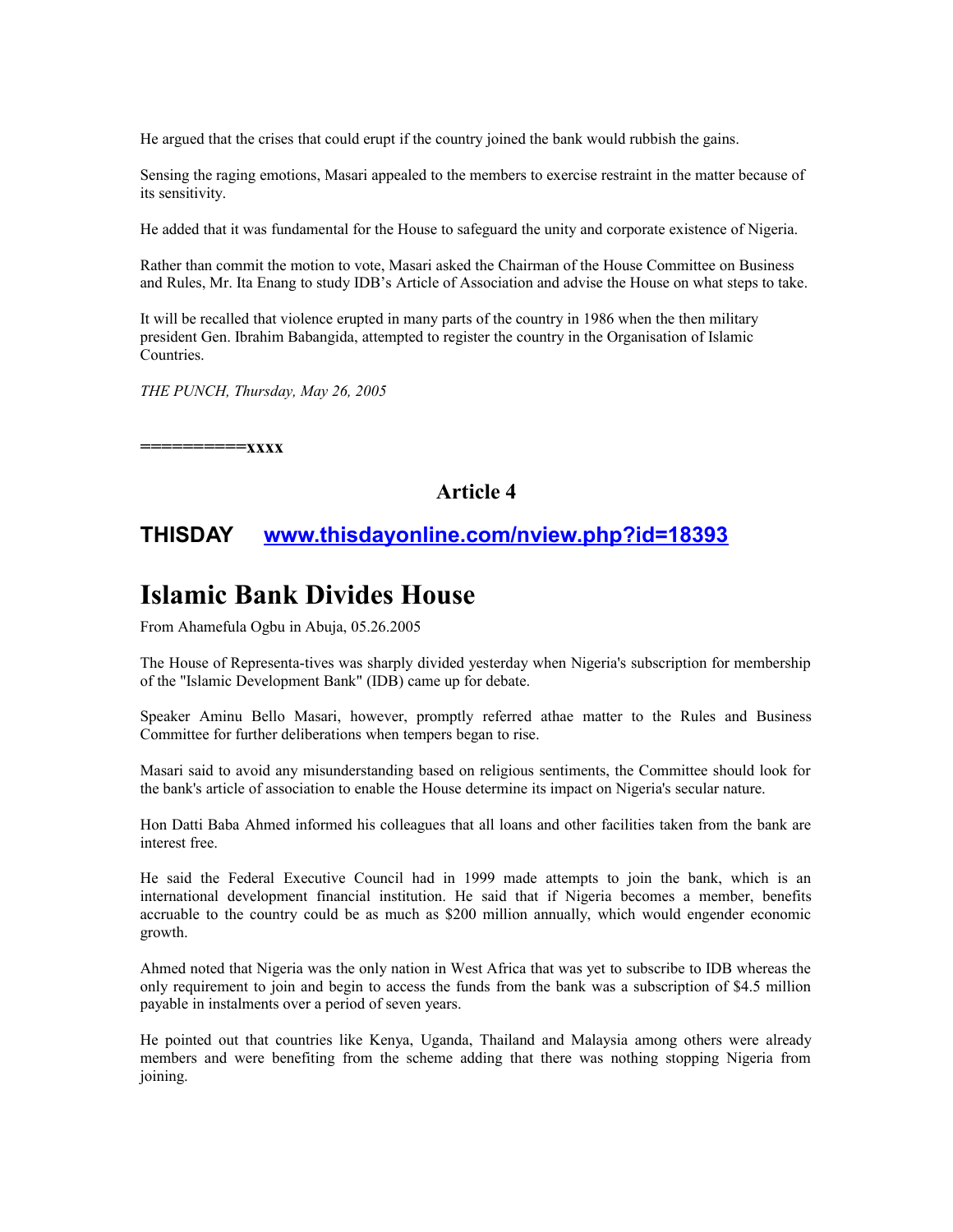He argued that the crises that could erupt if the country joined the bank would rubbish the gains.

Sensing the raging emotions, Masari appealed to the members to exercise restraint in the matter because of its sensitivity.

He added that it was fundamental for the House to safeguard the unity and corporate existence of Nigeria.

Rather than commit the motion to vote, Masari asked the Chairman of the House Committee on Business and Rules, Mr. Ita Enang to study IDB's Article of Association and advise the House on what steps to take.

It will be recalled that violence erupted in many parts of the country in 1986 when the then military president Gen. Ibrahim Babangida, attempted to register the country in the Organisation of Islamic Countries.

*THE PUNCH, Thursday, May 26, 2005*

**==========xxxx**

## Article 4

### THISDAY [www.thisdayonline.com/nview.php?id=18393](www.thisdayonline.com/nview.php?id=18393)

# Islamic Bank Divides House

From Ahamefula Ogbu in Abuja, 05.26.2005

The House of Representa-tives was sharply divided yesterday when Nigeria's subscription for membership of the "Islamic Development Bank" (IDB) came up for debate.

Speaker Aminu Bello Masari, however, promptly referred athae matter to the Rules and Business Committee for further deliberations when tempers began to rise.

Masari said to avoid any misunderstanding based on religious sentiments, the Committee should look for the bank's article of association to enable the House determine its impact on Nigeria's secular nature.

Hon Datti Baba Ahmed informed his colleagues that all loans and other facilities taken from the bank are interest free.

He said the Federal Executive Council had in 1999 made attempts to join the bank, which is an international development financial institution. He said that if Nigeria becomes a member, benefits accruable to the country could be as much as $200 million annually, which would engender economic growth.

Ahmed noted that Nigeria was the only nation in West Africa that was yet to subscribe to IDB whereas the only requirement to join and begin to access the funds from the bank was a subscription of $4.5 million payable in instalments over a period of seven years.

He pointed out that countries like Kenya, Uganda, Thailand and Malaysia among others were already members and were benefiting from the scheme adding that there was nothing stopping Nigeria from joining.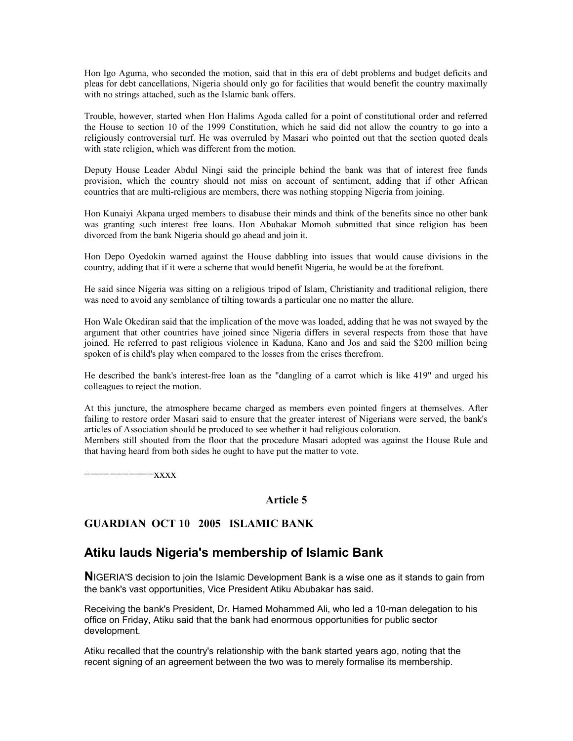Hon Igo Aguma, who seconded the motion, said that in this era of debt problems and budget deficits and pleas for debt cancellations, Nigeria should only go for facilities that would benefit the country maximally with no strings attached, such as the Islamic bank offers.

Trouble, however, started when Hon Halims Agoda called for a point of constitutional order and referred the House to section 10 of the 1999 Constitution, which he said did not allow the country to go into a religiously controversial turf. He was overruled by Masari who pointed out that the section quoted deals with state religion, which was different from the motion.

Deputy House Leader Abdul Ningi said the principle behind the bank was that of interest free funds provision, which the country should not miss on account of sentiment, adding that if other African countries that are multi-religious are members, there was nothing stopping Nigeria from joining.

Hon Kunaiyi Akpana urged members to disabuse their minds and think of the benefits since no other bank was granting such interest free loans. Hon Abubakar Momoh submitted that since religion has been divorced from the bank Nigeria should go ahead and join it.

Hon Depo Oyedokin warned against the House dabbling into issues that would cause divisions in the country, adding that if it were a scheme that would benefit Nigeria, he would be at the forefront.

He said since Nigeria was sitting on a religious tripod of Islam, Christianity and traditional religion, there was need to avoid any semblance of tilting towards a particular one no matter the allure.

Hon Wale Okediran said that the implication of the move was loaded, adding that he was not swayed by the argument that other countries have joined since Nigeria differs in several respects from those that have joined. He referred to past religious violence in Kaduna, Kano and Jos and said the $200 million being spoken of is child's play when compared to the losses from the crises therefrom.

He described the bank's interest-free loan as the "dangling of a carrot which is like 419" and urged his colleagues to reject the motion.

At this juncture, the atmosphere became charged as members even pointed fingers at themselves. After failing to restore order Masari said to ensure that the greater interest of Nigerians were served, the bank's articles of Association should be produced to see whether it had religious coloration.
Members still shouted from the floor that the procedure Masari adopted was against the House Rule and that having heard from both sides he ought to have put the matter to vote.

===========xxxx

### Article 5

### GUARDIAN OCT 10 2005 ISLAMIC BANK

## Atiku lauds Nigeria's membership of Islamic Bank

**N**IGERIA'S decision to join the Islamic Development Bank is a wise one as it stands to gain from the bank's vast opportunities, Vice President Atiku Abubakar has said.

Receiving the bank's President, Dr. Hamed Mohammed Ali, who led a 10-man delegation to his office on Friday, Atiku said that the bank had enormous opportunities for public sector development.

Atiku recalled that the country's relationship with the bank started years ago, noting that the recent signing of an agreement between the two was to merely formalise its membership.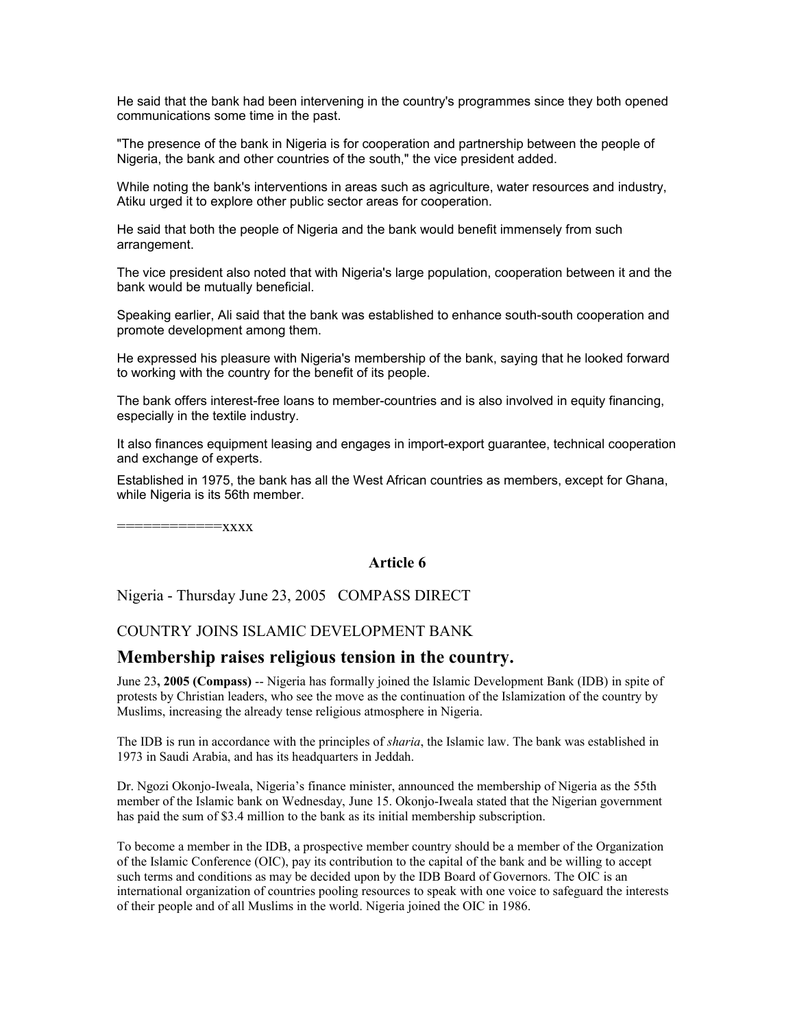He said that the bank had been intervening in the country's programmes since they both opened communications some time in the past.

"The presence of the bank in Nigeria is for cooperation and partnership between the people of Nigeria, the bank and other countries of the south," the vice president added.

While noting the bank's interventions in areas such as agriculture, water resources and industry, Atiku urged it to explore other public sector areas for cooperation.

He said that both the people of Nigeria and the bank would benefit immensely from such arrangement.

The vice president also noted that with Nigeria's large population, cooperation between it and the bank would be mutually beneficial.

Speaking earlier, Ali said that the bank was established to enhance south-south cooperation and promote development among them.

He expressed his pleasure with Nigeria's membership of the bank, saying that he looked forward to working with the country for the benefit of its people.

The bank offers interest-free loans to member-countries and is also involved in equity financing, especially in the textile industry.

It also finances equipment leasing and engages in import-export guarantee, technical cooperation and exchange of experts.

Established in 1975, the bank has all the West African countries as members, except for Ghana, while Nigeria is its 56th member.

============xxxx

**Article 6**

Nigeria - Thursday June 23, 2005   COMPASS DIRECT

COUNTRY JOINS ISLAMIC DEVELOPMENT BANK

## Membership raises religious tension in the country.

June 23**, 2005 (Compass)** -- Nigeria has formally joined the Islamic Development Bank (IDB) in spite of protests by Christian leaders, who see the move as the continuation of the Islamization of the country by Muslims, increasing the already tense religious atmosphere in Nigeria.

The IDB is run in accordance with the principles of *sharia*, the Islamic law. The bank was established in 1973 in Saudi Arabia, and has its headquarters in Jeddah.

Dr. Ngozi Okonjo-Iweala, Nigeria's finance minister, announced the membership of Nigeria as the 55th member of the Islamic bank on Wednesday, June 15. Okonjo-Iweala stated that the Nigerian government has paid the sum of $3.4 million to the bank as its initial membership subscription.

To become a member in the IDB, a prospective member country should be a member of the Organization of the Islamic Conference (OIC), pay its contribution to the capital of the bank and be willing to accept such terms and conditions as may be decided upon by the IDB Board of Governors. The OIC is an international organization of countries pooling resources to speak with one voice to safeguard the interests of their people and of all Muslims in the world. Nigeria joined the OIC in 1986.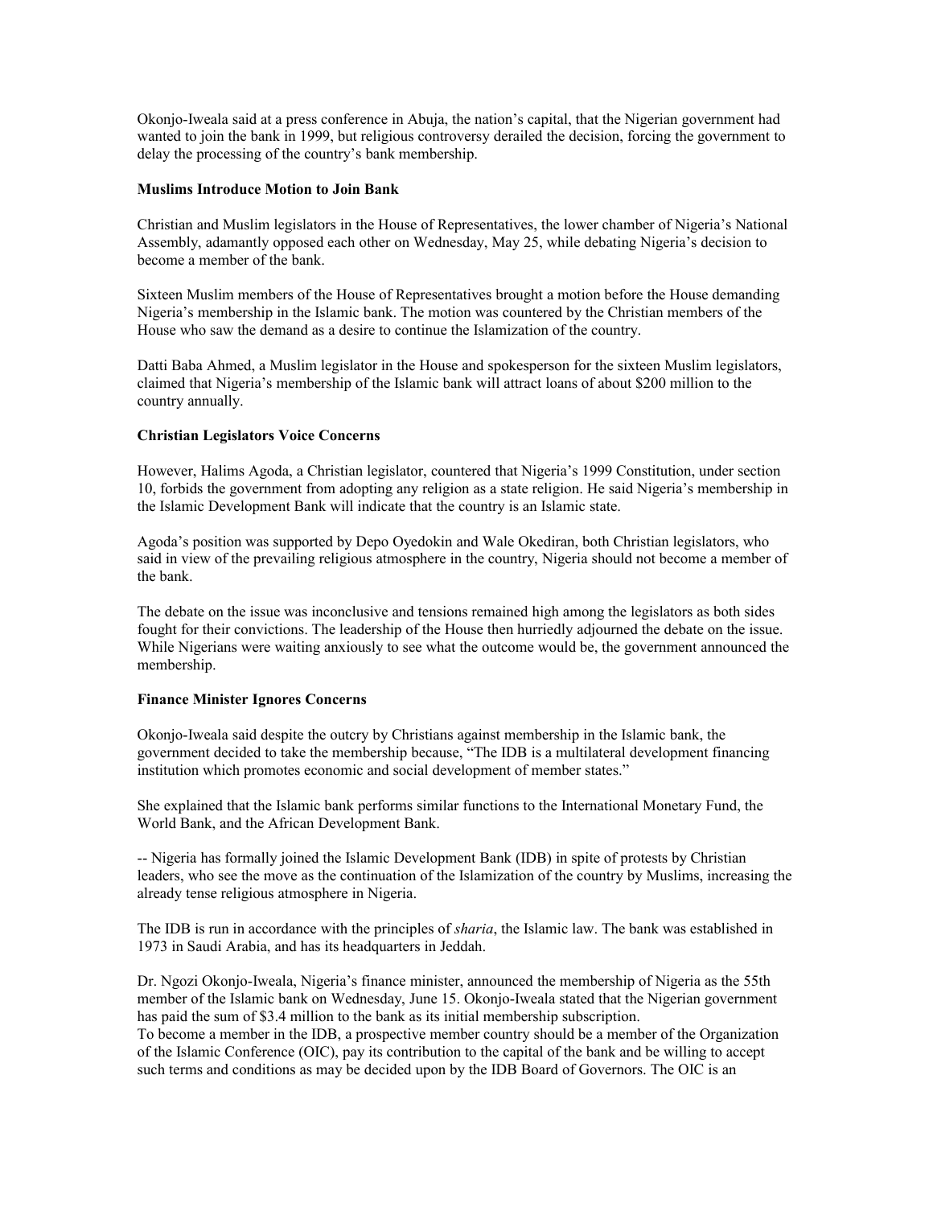Okonjo-Iweala said at a press conference in Abuja, the nation's capital, that the Nigerian government had wanted to join the bank in 1999, but religious controversy derailed the decision, forcing the government to delay the processing of the country's bank membership.

**Muslims Introduce Motion to Join Bank**

Christian and Muslim legislators in the House of Representatives, the lower chamber of Nigeria's National Assembly, adamantly opposed each other on Wednesday, May 25, while debating Nigeria's decision to become a member of the bank.

Sixteen Muslim members of the House of Representatives brought a motion before the House demanding Nigeria's membership in the Islamic bank. The motion was countered by the Christian members of the House who saw the demand as a desire to continue the Islamization of the country.

Datti Baba Ahmed, a Muslim legislator in the House and spokesperson for the sixteen Muslim legislators, claimed that Nigeria's membership of the Islamic bank will attract loans of about $200 million to the country annually.

**Christian Legislators Voice Concerns**

However, Halims Agoda, a Christian legislator, countered that Nigeria's 1999 Constitution, under section 10, forbids the government from adopting any religion as a state religion. He said Nigeria's membership in the Islamic Development Bank will indicate that the country is an Islamic state.

Agoda's position was supported by Depo Oyedokin and Wale Okediran, both Christian legislators, who said in view of the prevailing religious atmosphere in the country, Nigeria should not become a member of the bank.

The debate on the issue was inconclusive and tensions remained high among the legislators as both sides fought for their convictions. The leadership of the House then hurriedly adjourned the debate on the issue. While Nigerians were waiting anxiously to see what the outcome would be, the government announced the membership.

**Finance Minister Ignores Concerns**

Okonjo-Iweala said despite the outcry by Christians against membership in the Islamic bank, the government decided to take the membership because, "The IDB is a multilateral development financing institution which promotes economic and social development of member states."

She explained that the Islamic bank performs similar functions to the International Monetary Fund, the World Bank, and the African Development Bank.

-- Nigeria has formally joined the Islamic Development Bank (IDB) in spite of protests by Christian leaders, who see the move as the continuation of the Islamization of the country by Muslims, increasing the already tense religious atmosphere in Nigeria.

The IDB is run in accordance with the principles of *sharia*, the Islamic law. The bank was established in 1973 in Saudi Arabia, and has its headquarters in Jeddah.

Dr. Ngozi Okonjo-Iweala, Nigeria's finance minister, announced the membership of Nigeria as the 55th member of the Islamic bank on Wednesday, June 15. Okonjo-Iweala stated that the Nigerian government has paid the sum of $3.4 million to the bank as its initial membership subscription.
To become a member in the IDB, a prospective member country should be a member of the Organization of the Islamic Conference (OIC), pay its contribution to the capital of the bank and be willing to accept such terms and conditions as may be decided upon by the IDB Board of Governors. The OIC is an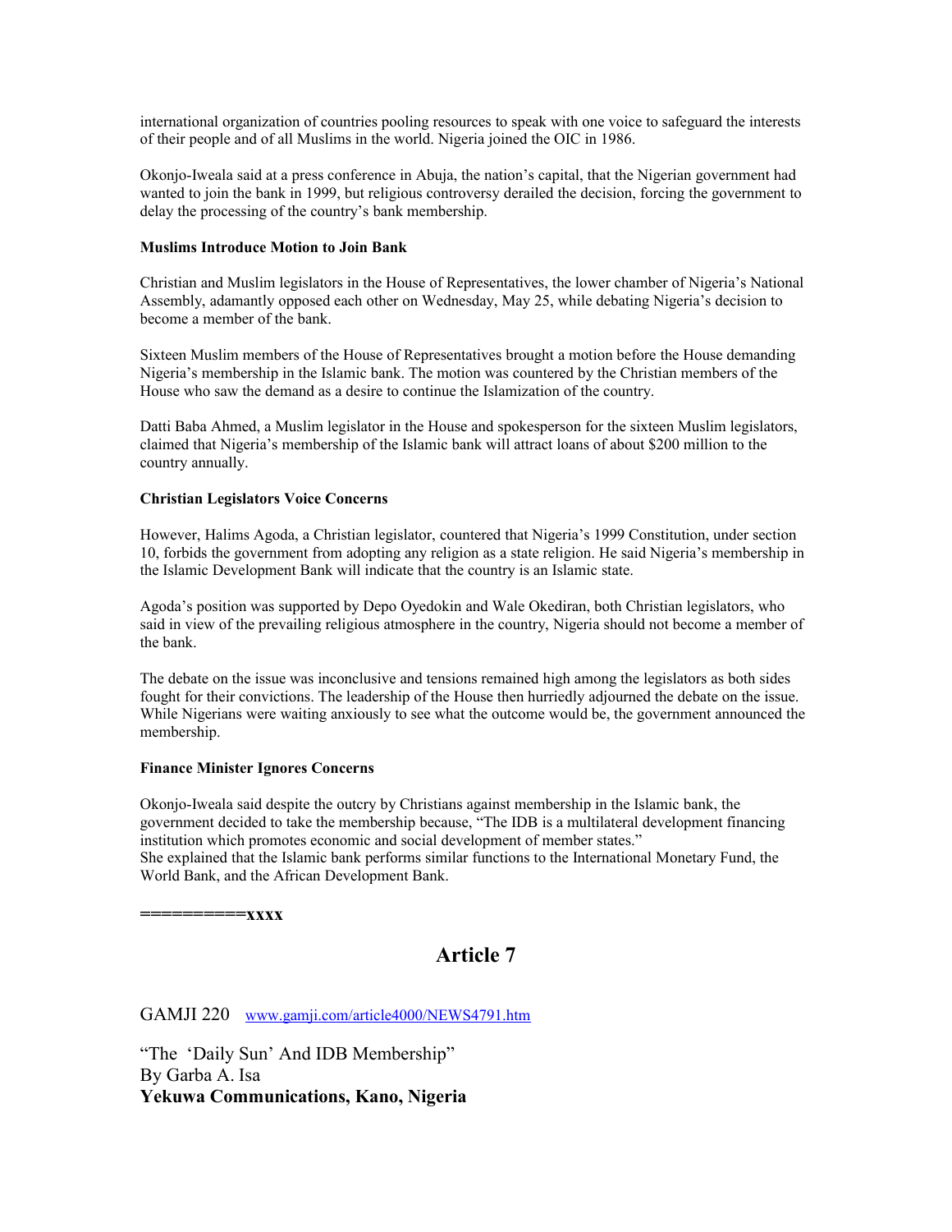international organization of countries pooling resources to speak with one voice to safeguard the interests of their people and of all Muslims in the world. Nigeria joined the OIC in 1986.

Okonjo-Iweala said at a press conference in Abuja, the nation's capital, that the Nigerian government had wanted to join the bank in 1999, but religious controversy derailed the decision, forcing the government to delay the processing of the country's bank membership.

**Muslims Introduce Motion to Join Bank**

Christian and Muslim legislators in the House of Representatives, the lower chamber of Nigeria's National Assembly, adamantly opposed each other on Wednesday, May 25, while debating Nigeria's decision to become a member of the bank.

Sixteen Muslim members of the House of Representatives brought a motion before the House demanding Nigeria's membership in the Islamic bank. The motion was countered by the Christian members of the House who saw the demand as a desire to continue the Islamization of the country.

Datti Baba Ahmed, a Muslim legislator in the House and spokesperson for the sixteen Muslim legislators, claimed that Nigeria's membership of the Islamic bank will attract loans of about $200 million to the country annually.

**Christian Legislators Voice Concerns**

However, Halims Agoda, a Christian legislator, countered that Nigeria's 1999 Constitution, under section 10, forbids the government from adopting any religion as a state religion. He said Nigeria's membership in the Islamic Development Bank will indicate that the country is an Islamic state.

Agoda's position was supported by Depo Oyedokin and Wale Okediran, both Christian legislators, who said in view of the prevailing religious atmosphere in the country, Nigeria should not become a member of the bank.

The debate on the issue was inconclusive and tensions remained high among the legislators as both sides fought for their convictions. The leadership of the House then hurriedly adjourned the debate on the issue. While Nigerians were waiting anxiously to see what the outcome would be, the government announced the membership.

**Finance Minister Ignores Concerns**

Okonjo-Iweala said despite the outcry by Christians against membership in the Islamic bank, the government decided to take the membership because, "The IDB is a multilateral development financing institution which promotes economic and social development of member states."
She explained that the Islamic bank performs similar functions to the International Monetary Fund, the World Bank, and the African Development Bank.

**==========xxxx**

## Article 7

GAMJI 220 www.gamji.com/article4000/NEWS4791.htm

"The 'Daily Sun' And IDB Membership"
By Garba A. Isa
**Yekuwa Communications, Kano, Nigeria**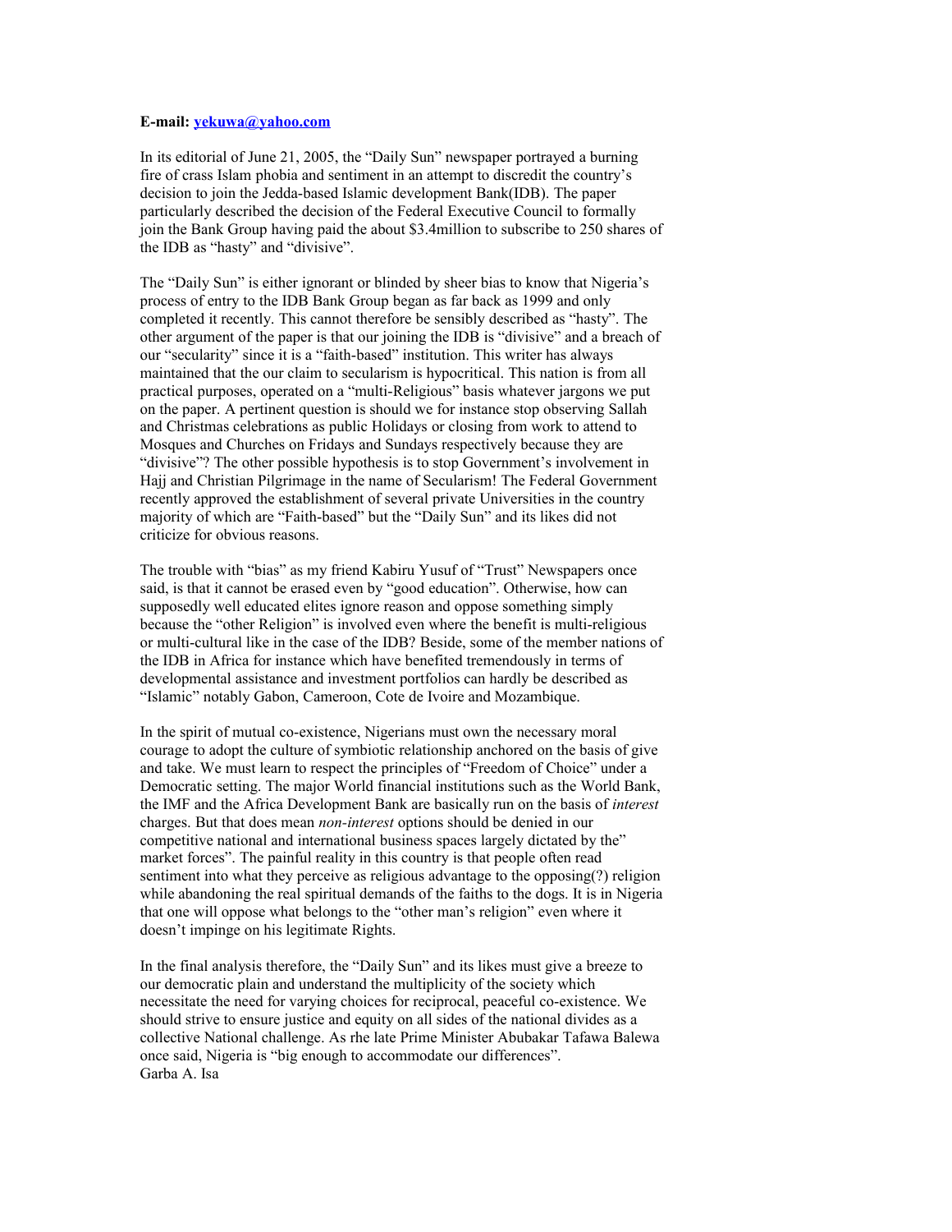**E-mail: yekuwa@yahoo.com**

In its editorial of June 21, 2005, the "Daily Sun" newspaper portrayed a burning fire of crass Islam phobia and sentiment in an attempt to discredit the country's decision to join the Jedda-based Islamic development Bank(IDB). The paper particularly described the decision of the Federal Executive Council to formally join the Bank Group having paid the about $3.4million to subscribe to 250 shares of the IDB as "hasty" and "divisive".

The "Daily Sun" is either ignorant or blinded by sheer bias to know that Nigeria's process of entry to the IDB Bank Group began as far back as 1999 and only completed it recently. This cannot therefore be sensibly described as "hasty". The other argument of the paper is that our joining the IDB is "divisive" and a breach of our "secularity" since it is a "faith-based" institution. This writer has always maintained that the our claim to secularism is hypocritical. This nation is from all practical purposes, operated on a "multi-Religious" basis whatever jargons we put on the paper. A pertinent question is should we for instance stop observing Sallah and Christmas celebrations as public Holidays or closing from work to attend to Mosques and Churches on Fridays and Sundays respectively because they are "divisive"? The other possible hypothesis is to stop Government's involvement in Hajj and Christian Pilgrimage in the name of Secularism! The Federal Government recently approved the establishment of several private Universities in the country majority of which are "Faith-based" but the "Daily Sun" and its likes did not criticize for obvious reasons.

The trouble with "bias" as my friend Kabiru Yusuf of "Trust" Newspapers once said, is that it cannot be erased even by "good education". Otherwise, how can supposedly well educated elites ignore reason and oppose something simply because the "other Religion" is involved even where the benefit is multi-religious or multi-cultural like in the case of the IDB? Beside, some of the member nations of the IDB in Africa for instance which have benefited tremendously in terms of developmental assistance and investment portfolios can hardly be described as "Islamic" notably Gabon, Cameroon, Cote de Ivoire and Mozambique.

In the spirit of mutual co-existence, Nigerians must own the necessary moral courage to adopt the culture of symbiotic relationship anchored on the basis of give and take. We must learn to respect the principles of "Freedom of Choice" under a Democratic setting. The major World financial institutions such as the World Bank, the IMF and the Africa Development Bank are basically run on the basis of *interest* charges. But that does mean *non-interest* options should be denied in our competitive national and international business spaces largely dictated by the" market forces". The painful reality in this country is that people often read sentiment into what they perceive as religious advantage to the opposing(?) religion while abandoning the real spiritual demands of the faiths to the dogs. It is in Nigeria that one will oppose what belongs to the "other man's religion" even where it doesn't impinge on his legitimate Rights.

In the final analysis therefore, the "Daily Sun" and its likes must give a breeze to our democratic plain and understand the multiplicity of the society which necessitate the need for varying choices for reciprocal, peaceful co-existence. We should strive to ensure justice and equity on all sides of the national divides as a collective National challenge. As rhe late Prime Minister Abubakar Tafawa Balewa once said, Nigeria is "big enough to accommodate our differences".
Garba A. Isa